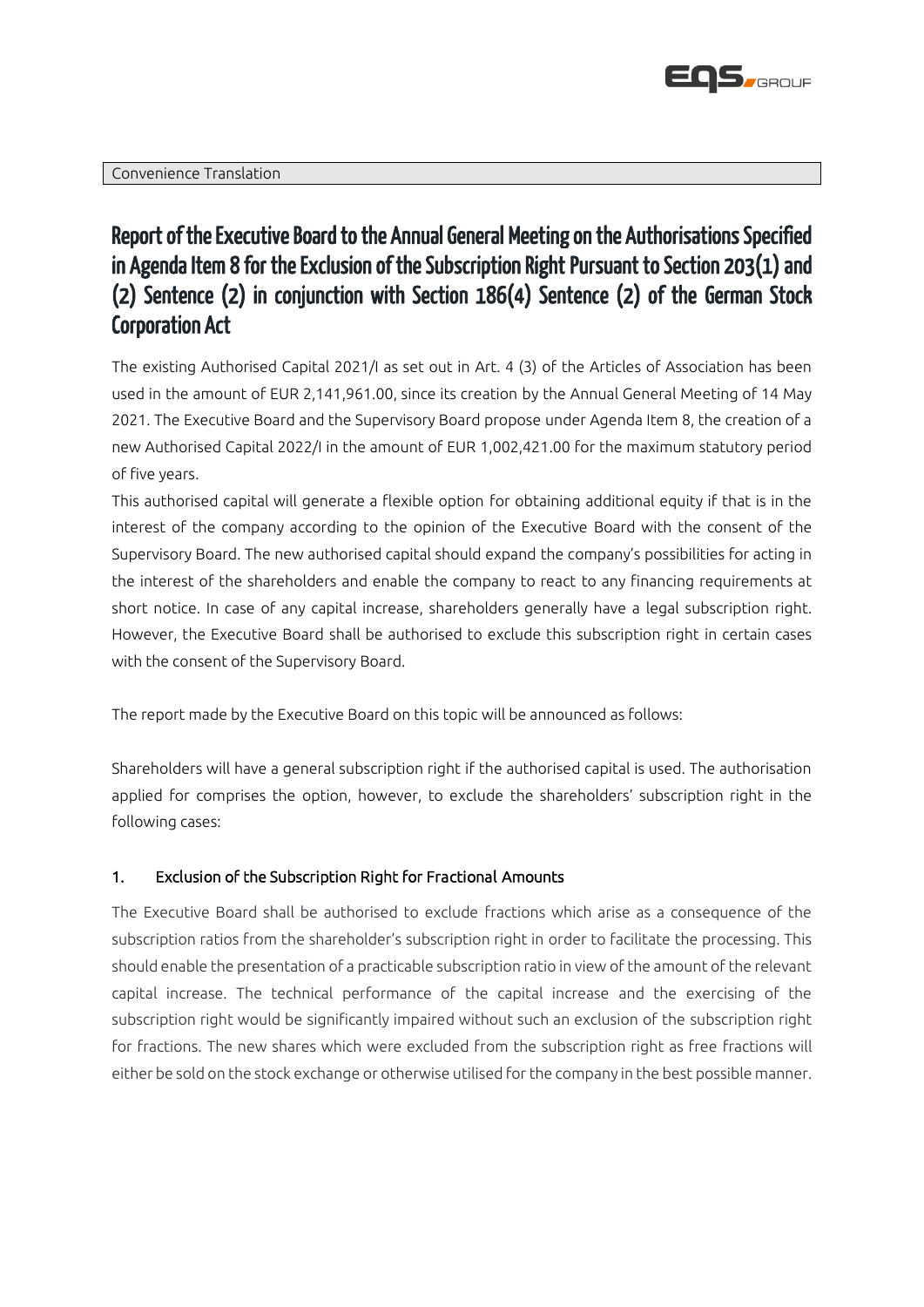Convenience Translation

# Report of the Executive Board to the Annual General Meeting on the Authorisations Specified in Agenda Item 8 for the Exclusion of the Subscription Right Pursuant to Section 203(1) and (2) Sentence (2) in conjunction with Section 186(4) Sentence (2) of the German Stock Corporation Act

The existing Authorised Capital 2021/I as set out in Art. 4 (3) of the Articles of Association has been used in the amount of EUR 2,141,961.00, since its creation by the Annual General Meeting of 14 May 2021. The Executive Board and the Supervisory Board propose under Agenda Item 8, the creation of a new Authorised Capital 2022/I in the amount of EUR 1,002,421.00 for the maximum statutory period of five years.

This authorised capital will generate a flexible option for obtaining additional equity if that is in the interest of the company according to the opinion of the Executive Board with the consent of the Supervisory Board. The new authorised capital should expand the company's possibilities for acting in the interest of the shareholders and enable the company to react to any financing requirements at short notice. In case of any capital increase, shareholders generally have a legal subscription right. However, the Executive Board shall be authorised to exclude this subscription right in certain cases with the consent of the Supervisory Board.

The report made by the Executive Board on this topic will be announced as follows:

Shareholders will have a general subscription right if the authorised capital is used. The authorisation applied for comprises the option, however, to exclude the shareholders' subscription right in the following cases:

## 1. Exclusion of the Subscription Right for Fractional Amounts

The Executive Board shall be authorised to exclude fractions which arise as a consequence of the subscription ratios from the shareholder's subscription right in order to facilitate the processing. This should enable the presentation of a practicable subscription ratio in view of the amount of the relevant capital increase. The technical performance of the capital increase and the exercising of the subscription right would be significantly impaired without such an exclusion of the subscription right for fractions. The new shares which were excluded from the subscription right as free fractions will either be sold on the stock exchange or otherwise utilised for the company in the best possible manner.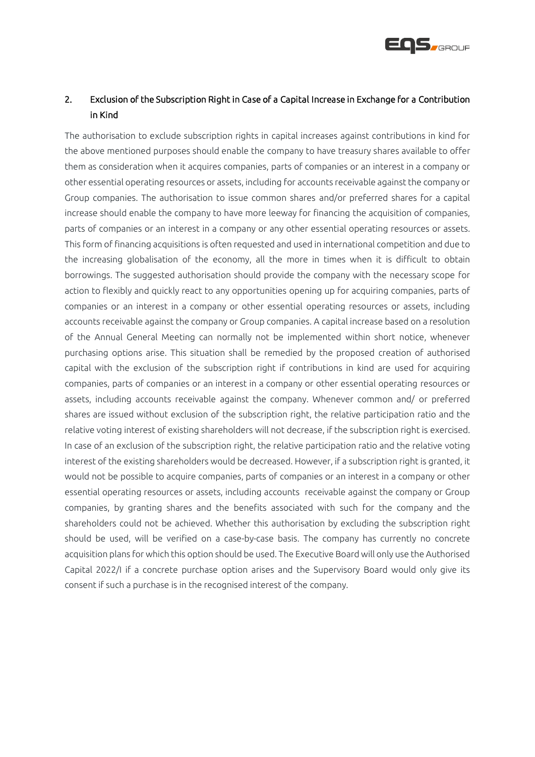## 2. Exclusion of the Subscription Right in Case of a Capital Increase in Exchange for a Contribution in Kind

The authorisation to exclude subscription rights in capital increases against contributions in kind for the above mentioned purposes should enable the company to have treasury shares available to offer them as consideration when it acquires companies, parts of companies or an interest in a company or other essential operating resources or assets, including for accounts receivable against the company or Group companies. The authorisation to issue common shares and/or preferred shares for a capital increase should enable the company to have more leeway for financing the acquisition of companies, parts of companies or an interest in a company or any other essential operating resources or assets. This form of financing acquisitions is often requested and used in international competition and due to the increasing globalisation of the economy, all the more in times when it is difficult to obtain borrowings. The suggested authorisation should provide the company with the necessary scope for action to flexibly and quickly react to any opportunities opening up for acquiring companies, parts of companies or an interest in a company or other essential operating resources or assets, including accounts receivable against the company or Group companies. A capital increase based on a resolution of the Annual General Meeting can normally not be implemented within short notice, whenever purchasing options arise. This situation shall be remedied by the proposed creation of authorised capital with the exclusion of the subscription right if contributions in kind are used for acquiring companies, parts of companies or an interest in a company or other essential operating resources or assets, including accounts receivable against the company. Whenever common and/ or preferred shares are issued without exclusion of the subscription right, the relative participation ratio and the relative voting interest of existing shareholders will not decrease, if the subscription right is exercised. In case of an exclusion of the subscription right, the relative participation ratio and the relative voting interest of the existing shareholders would be decreased. However, if a subscription right is granted, it would not be possible to acquire companies, parts of companies or an interest in a company or other essential operating resources or assets, including accounts receivable against the company or Group companies, by granting shares and the benefits associated with such for the company and the shareholders could not be achieved. Whether this authorisation by excluding the subscription right should be used, will be verified on a case-by-case basis. The company has currently no concrete acquisition plans for which this option should be used. The Executive Board will only use the Authorised Capital 2022/I if a concrete purchase option arises and the Supervisory Board would only give its consent if such a purchase is in the recognised interest of the company.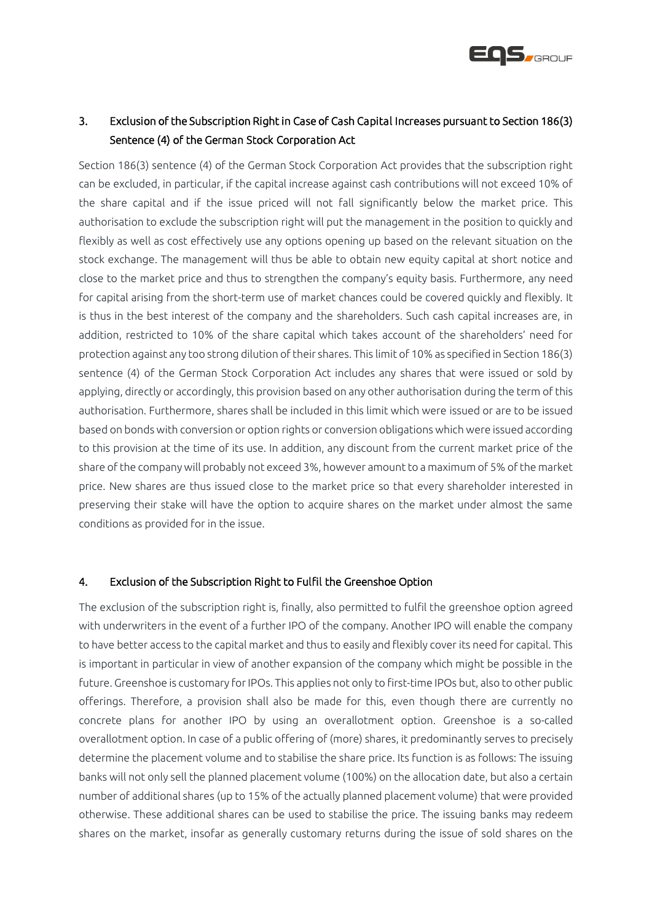## 3. Exclusion of the Subscription Right in Case of Cash Capital Increases pursuant to Section 186(3) Sentence (4) of the German Stock Corporation Act

Section 186(3) sentence (4) of the German Stock Corporation Act provides that the subscription right can be excluded, in particular, if the capital increase against cash contributions will not exceed 10% of the share capital and if the issue priced will not fall significantly below the market price. This authorisation to exclude the subscription right will put the management in the position to quickly and flexibly as well as cost effectively use any options opening up based on the relevant situation on the stock exchange. The management will thus be able to obtain new equity capital at short notice and close to the market price and thus to strengthen the company's equity basis. Furthermore, any need for capital arising from the short-term use of market chances could be covered quickly and flexibly. It is thus in the best interest of the company and the shareholders. Such cash capital increases are, in addition, restricted to 10% of the share capital which takes account of the shareholders' need for protection against any too strong dilution of their shares. This limit of 10% as specified in Section 186(3) sentence (4) of the German Stock Corporation Act includes any shares that were issued or sold by applying, directly or accordingly, this provision based on any other authorisation during the term of this authorisation. Furthermore, shares shall be included in this limit which were issued or are to be issued based on bonds with conversion or option rights or conversion obligations which were issued according to this provision at the time of its use. In addition, any discount from the current market price of the share of the company will probably not exceed 3%, however amount to a maximum of 5% of the market price. New shares are thus issued close to the market price so that every shareholder interested in preserving their stake will have the option to acquire shares on the market under almost the same conditions as provided for in the issue.

## 4. Exclusion of the Subscription Right to Fulfil the Greenshoe Option

The exclusion of the subscription right is, finally, also permitted to fulfil the greenshoe option agreed with underwriters in the event of a further IPO of the company. Another IPO will enable the company to have better access to the capital market and thus to easily and flexibly cover its need for capital. This is important in particular in view of another expansion of the company which might be possible in the future. Greenshoe is customary for IPOs. This applies not only to first-time IPOs but, also to other public offerings. Therefore, a provision shall also be made for this, even though there are currently no concrete plans for another IPO by using an overallotment option. Greenshoe is a so-called overallotment option. In case of a public offering of (more) shares, it predominantly serves to precisely determine the placement volume and to stabilise the share price. Its function is as follows: The issuing banks will not only sell the planned placement volume (100%) on the allocation date, but also a certain number of additional shares (up to 15% of the actually planned placement volume) that were provided otherwise. These additional shares can be used to stabilise the price. The issuing banks may redeem shares on the market, insofar as generally customary returns during the issue of sold shares on the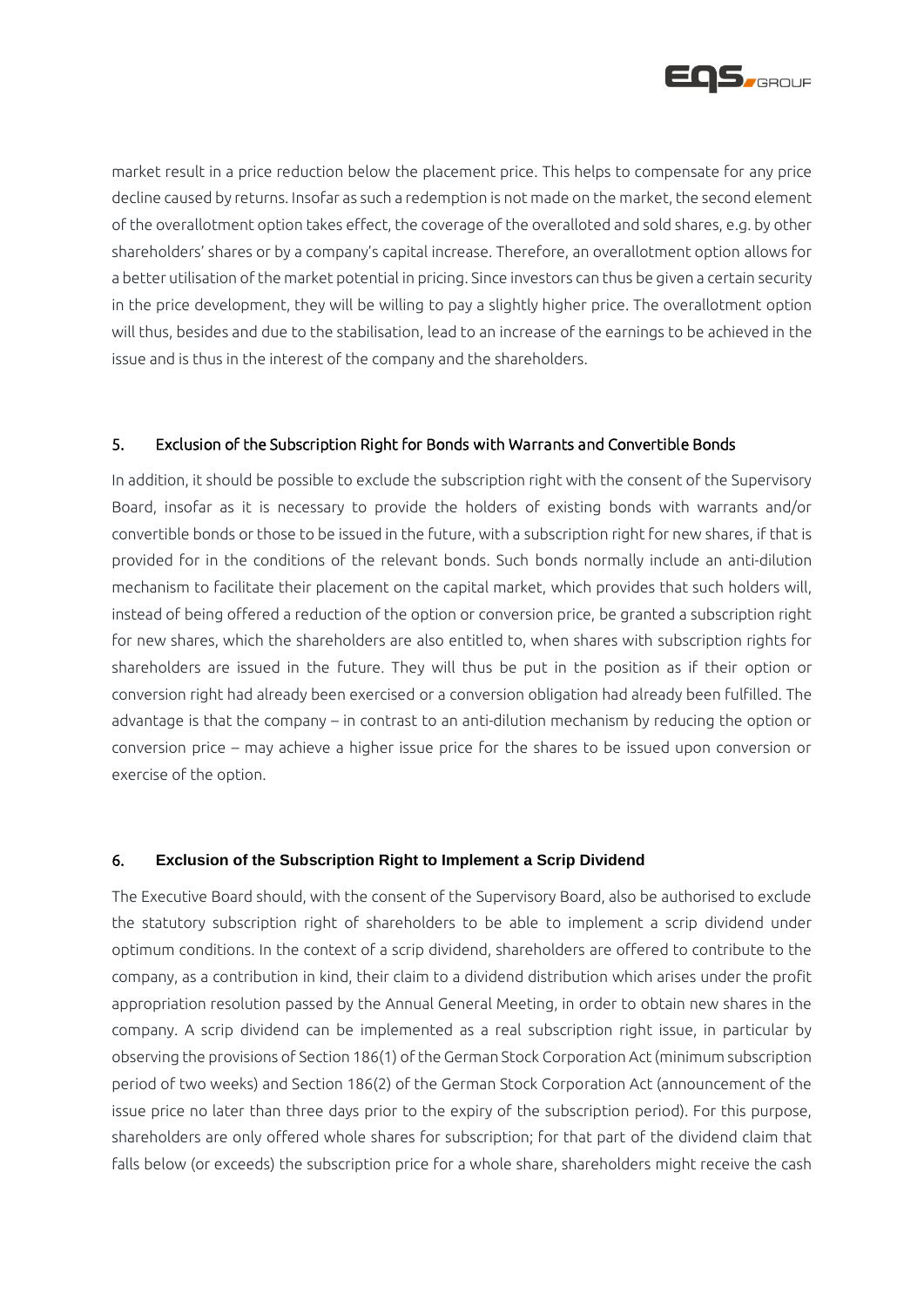market result in a price reduction below the placement price. This helps to compensate for any price decline caused by returns. Insofar as such a redemption is not made on the market, the second element of the overallotment option takes effect, the coverage of the overalloted and sold shares, e.g. by other shareholders' shares or by a company's capital increase. Therefore, an overallotment option allows for a better utilisation of the market potential in pricing. Since investors can thus be given a certain security in the price development, they will be willing to pay a slightly higher price. The overallotment option will thus, besides and due to the stabilisation, lead to an increase of the earnings to be achieved in the issue and is thus in the interest of the company and the shareholders.

## 5. Exclusion of the Subscription Right for Bonds with Warrants and Convertible Bonds

In addition, it should be possible to exclude the subscription right with the consent of the Supervisory Board, insofar as it is necessary to provide the holders of existing bonds with warrants and/or convertible bonds or those to be issued in the future, with a subscription right for new shares, if that is provided for in the conditions of the relevant bonds. Such bonds normally include an anti-dilution mechanism to facilitate their placement on the capital market, which provides that such holders will, instead of being offered a reduction of the option or conversion price, be granted a subscription right for new shares, which the shareholders are also entitled to, when shares with subscription rights for shareholders are issued in the future. They will thus be put in the position as if their option or conversion right had already been exercised or a conversion obligation had already been fulfilled. The advantage is that the company – in contrast to an anti-dilution mechanism by reducing the option or conversion price – may achieve a higher issue price for the shares to be issued upon conversion or exercise of the option.

## 6. Exclusion of the Subscription Right to Implement a Scrip Dividend

The Executive Board should, with the consent of the Supervisory Board, also be authorised to exclude the statutory subscription right of shareholders to be able to implement a scrip dividend under optimum conditions. In the context of a scrip dividend, shareholders are offered to contribute to the company, as a contribution in kind, their claim to a dividend distribution which arises under the profit appropriation resolution passed by the Annual General Meeting, in order to obtain new shares in the company. A scrip dividend can be implemented as a real subscription right issue, in particular by observing the provisions of Section 186(1) of the German Stock Corporation Act (minimum subscription period of two weeks) and Section 186(2) of the German Stock Corporation Act (announcement of the issue price no later than three days prior to the expiry of the subscription period). For this purpose, shareholders are only offered whole shares for subscription; for that part of the dividend claim that falls below (or exceeds) the subscription price for a whole share, shareholders might receive the cash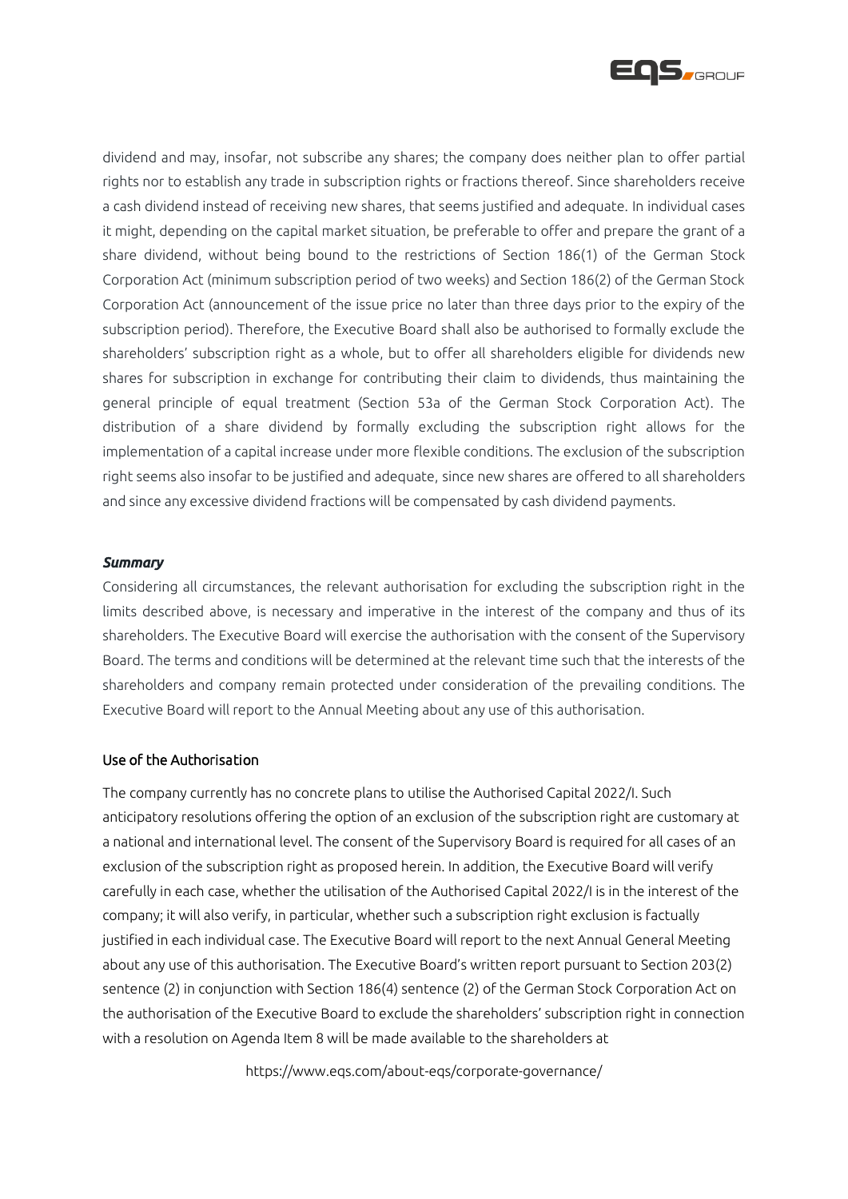dividend and may, insofar, not subscribe any shares; the company does neither plan to offer partial rights nor to establish any trade in subscription rights or fractions thereof. Since shareholders receive a cash dividend instead of receiving new shares, that seems justified and adequate. In individual cases it might, depending on the capital market situation, be preferable to offer and prepare the grant of a share dividend, without being bound to the restrictions of Section 186(1) of the German Stock Corporation Act (minimum subscription period of two weeks) and Section 186(2) of the German Stock Corporation Act (announcement of the issue price no later than three days prior to the expiry of the subscription period). Therefore, the Executive Board shall also be authorised to formally exclude the shareholders' subscription right as a whole, but to offer all shareholders eligible for dividends new shares for subscription in exchange for contributing their claim to dividends, thus maintaining the general principle of equal treatment (Section 53a of the German Stock Corporation Act). The distribution of a share dividend by formally excluding the subscription right allows for the implementation of a capital increase under more flexible conditions. The exclusion of the subscription right seems also insofar to be justified and adequate, since new shares are offered to all shareholders and since any excessive dividend fractions will be compensated by cash dividend payments.

***Summary***

Considering all circumstances, the relevant authorisation for excluding the subscription right in the limits described above, is necessary and imperative in the interest of the company and thus of its shareholders. The Executive Board will exercise the authorisation with the consent of the Supervisory Board. The terms and conditions will be determined at the relevant time such that the interests of the shareholders and company remain protected under consideration of the prevailing conditions. The Executive Board will report to the Annual Meeting about any use of this authorisation.

## Use of the Authorisation

The company currently has no concrete plans to utilise the Authorised Capital 2022/I. Such anticipatory resolutions offering the option of an exclusion of the subscription right are customary at a national and international level. The consent of the Supervisory Board is required for all cases of an exclusion of the subscription right as proposed herein. In addition, the Executive Board will verify carefully in each case, whether the utilisation of the Authorised Capital 2022/I is in the interest of the company; it will also verify, in particular, whether such a subscription right exclusion is factually justified in each individual case. The Executive Board will report to the next Annual General Meeting about any use of this authorisation. The Executive Board's written report pursuant to Section 203(2) sentence (2) in conjunction with Section 186(4) sentence (2) of the German Stock Corporation Act on the authorisation of the Executive Board to exclude the shareholders' subscription right in connection with a resolution on Agenda Item 8 will be made available to the shareholders at

https://www.eqs.com/about-eqs/corporate-governance/